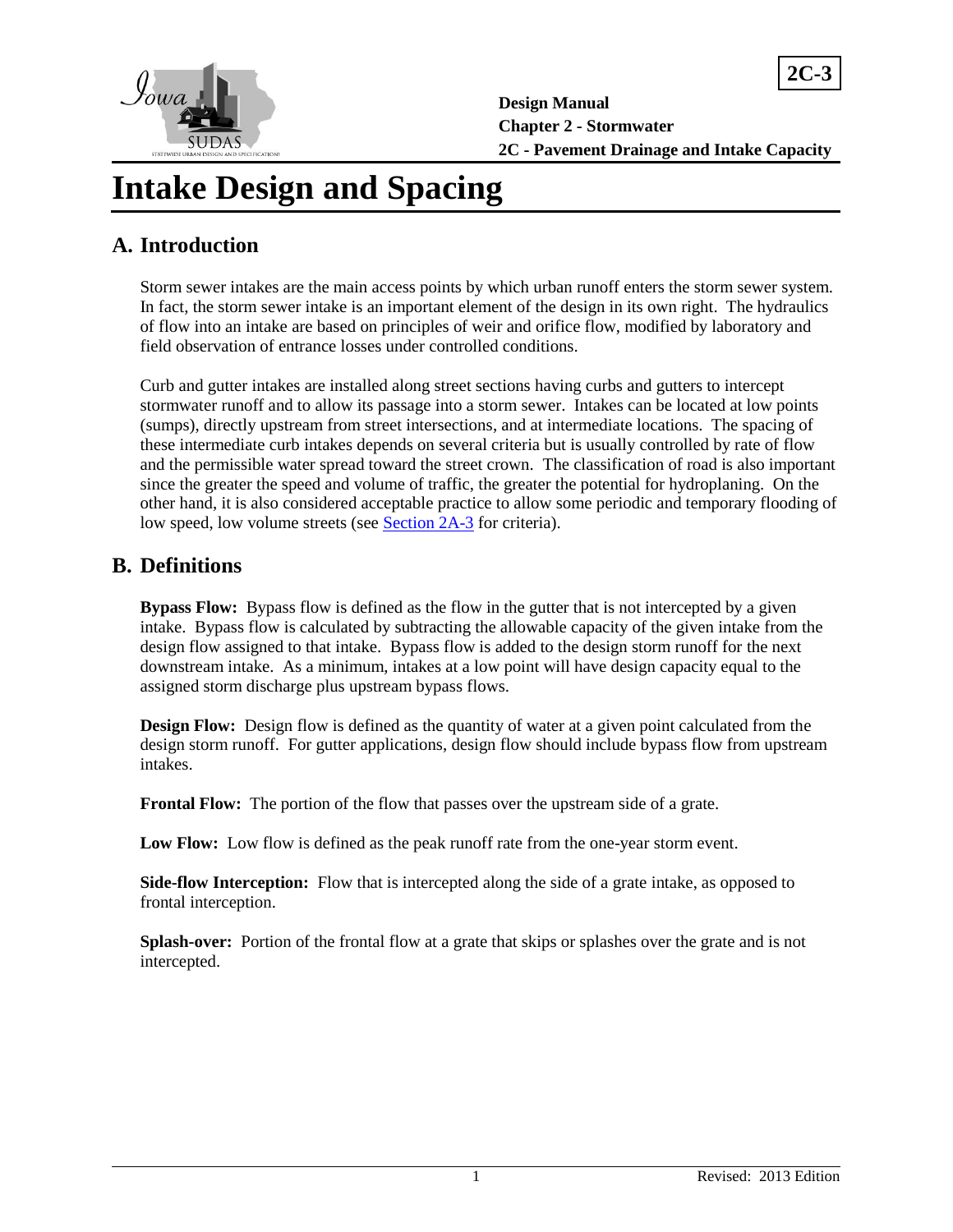# Intake Design and Spacing

## A. Introduction

Storm sewer intakes are the main access points by which urban runoff enters the storm sewer system. In fact, the storm sewer intake is an important element of the design in its own right. The hydraulics of flow into an intake are based on principles of weir and orifice flow, modified by laboratory and field observation of entrance losses under controlled conditions.

Curb and gutter intakes are installed along street sections having curbs and gutters to intercept stormwater runoff and to allow its passage into a storm sewer. Intakes can be located at low points (sumps), directly upstream from street intersections, and at intermediate locations. The spacing of these intermediate curb intakes depends on several criteria but is usually controlled by rate of flow and the permissible water spread toward the street crown. The classification of road is also important since the greater the speed and volume of traffic, the greater the potential for hydroplaning. On the other hand, it is also considered acceptable practice to allow some periodic and temporary flooding of low speed, low volume streets (see Section 2A-3 for criteria).

## B. Definitions

**Bypass Flow:** Bypass flow is defined as the flow in the gutter that is not intercepted by a given intake. Bypass flow is calculated by subtracting the allowable capacity of the given intake from the design flow assigned to that intake. Bypass flow is added to the design storm runoff for the next downstream intake. As a minimum, intakes at a low point will have design capacity equal to the assigned storm discharge plus upstream bypass flows.

**Design Flow:** Design flow is defined as the quantity of water at a given point calculated from the design storm runoff. For gutter applications, design flow should include bypass flow from upstream intakes.

**Frontal Flow:** The portion of the flow that passes over the upstream side of a grate.

**Low Flow:** Low flow is defined as the peak runoff rate from the one-year storm event.

**Side-flow Interception:** Flow that is intercepted along the side of a grate intake, as opposed to frontal interception.

**Splash-over:** Portion of the frontal flow at a grate that skips or splashes over the grate and is not intercepted.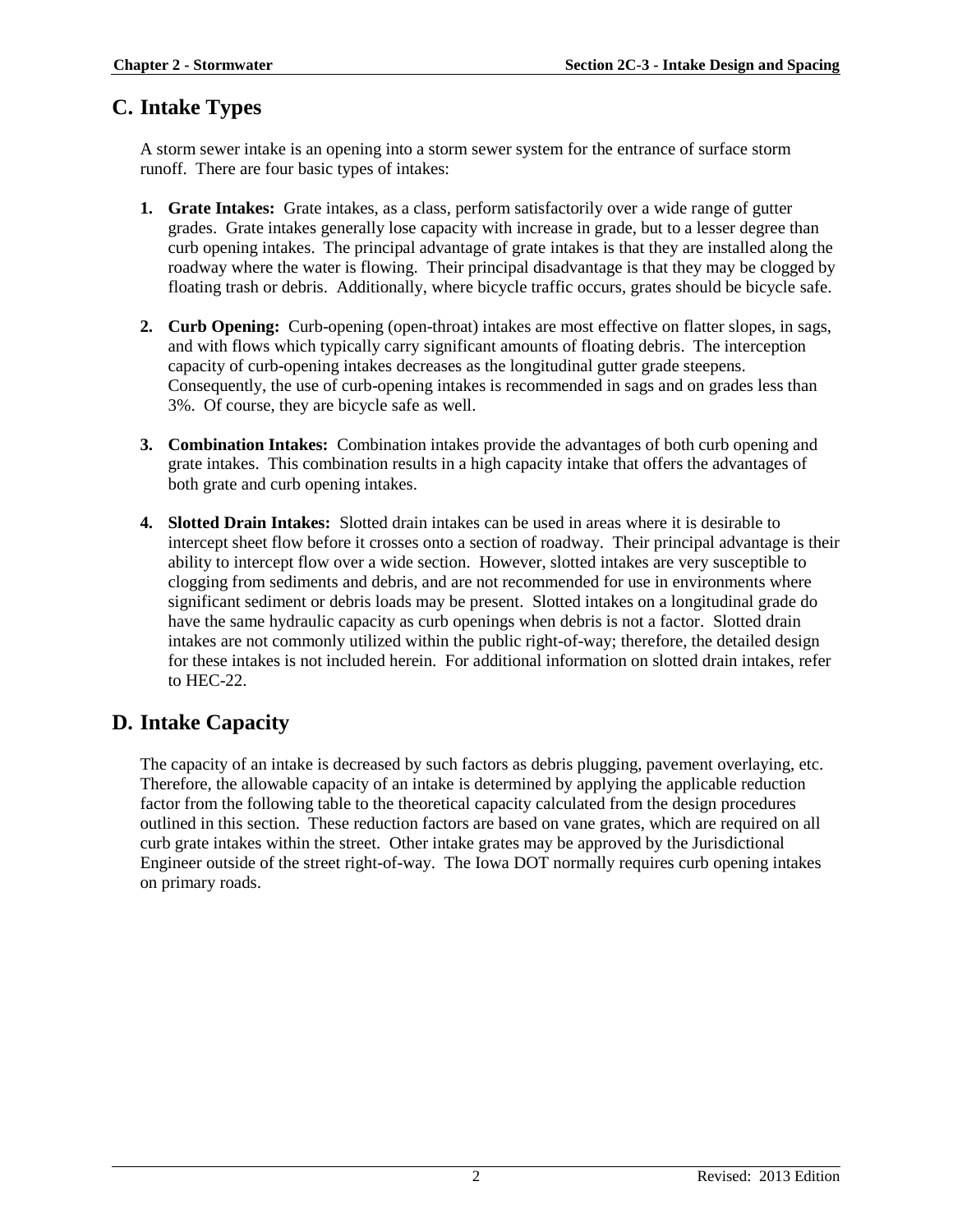## C. Intake Types

A storm sewer intake is an opening into a storm sewer system for the entrance of surface storm runoff. There are four basic types of intakes:

1. **Grate Intakes:** Grate intakes, as a class, perform satisfactorily over a wide range of gutter grades. Grate intakes generally lose capacity with increase in grade, but to a lesser degree than curb opening intakes. The principal advantage of grate intakes is that they are installed along the roadway where the water is flowing. Their principal disadvantage is that they may be clogged by floating trash or debris. Additionally, where bicycle traffic occurs, grates should be bicycle safe.

2. **Curb Opening:** Curb-opening (open-throat) intakes are most effective on flatter slopes, in sags, and with flows which typically carry significant amounts of floating debris. The interception capacity of curb-opening intakes decreases as the longitudinal gutter grade steepens. Consequently, the use of curb-opening intakes is recommended in sags and on grades less than 3%. Of course, they are bicycle safe as well.

3. **Combination Intakes:** Combination intakes provide the advantages of both curb opening and grate intakes. This combination results in a high capacity intake that offers the advantages of both grate and curb opening intakes.

4. **Slotted Drain Intakes:** Slotted drain intakes can be used in areas where it is desirable to intercept sheet flow before it crosses onto a section of roadway. Their principal advantage is their ability to intercept flow over a wide section. However, slotted intakes are very susceptible to clogging from sediments and debris, and are not recommended for use in environments where significant sediment or debris loads may be present. Slotted intakes on a longitudinal grade do have the same hydraulic capacity as curb openings when debris is not a factor. Slotted drain intakes are not commonly utilized within the public right-of-way; therefore, the detailed design for these intakes is not included herein. For additional information on slotted drain intakes, refer to HEC-22.

## D. Intake Capacity

The capacity of an intake is decreased by such factors as debris plugging, pavement overlaying, etc. Therefore, the allowable capacity of an intake is determined by applying the applicable reduction factor from the following table to the theoretical capacity calculated from the design procedures outlined in this section. These reduction factors are based on vane grates, which are required on all curb grate intakes within the street. Other intake grates may be approved by the Jurisdictional Engineer outside of the street right-of-way. The Iowa DOT normally requires curb opening intakes on primary roads.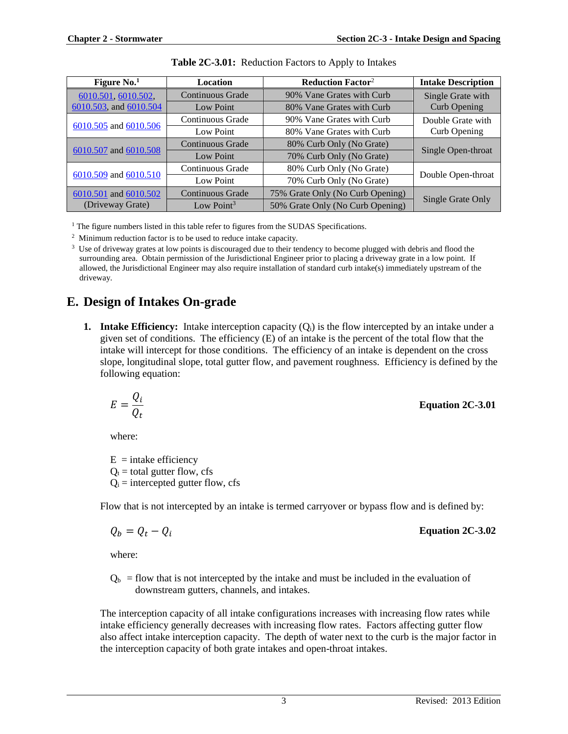**Table 2C-3.01:** Reduction Factors to Apply to Intakes

| Figure No.[1] | Location | Reduction Factor[2] | Intake Description |
|---|---|---|---|
| 6010.501, 6010.502, 6010.503, and 6010.504 | Continuous Grade | 90% Vane Grates with Curb | Single Grate with Curb Opening |
| | Low Point | 80% Vane Grates with Curb | |
| 6010.505 and 6010.506 | Continuous Grade | 90% Vane Grates with Curb | Double Grate with Curb Opening |
| | Low Point | 80% Vane Grates with Curb | |
| 6010.507 and 6010.508 | Continuous Grade | 80% Curb Only (No Grate) | Single Open-throat |
| | Low Point | 70% Curb Only (No Grate) | |
| 6010.509 and 6010.510 | Continuous Grade | 80% Curb Only (No Grate) | Double Open-throat |
| | Low Point | 70% Curb Only (No Grate) | |
| 6010.501 and 6010.502 (Driveway Grate) | Continuous Grade | 75% Grate Only (No Curb Opening) | Single Grate Only |
| | Low Point[3] | 50% Grate Only (No Curb Opening) | |

[1] The figure numbers listed in this table refer to figures from the SUDAS Specifications.

[2] Minimum reduction factor is to be used to reduce intake capacity.

[3] Use of driveway grates at low points is discouraged due to their tendency to become plugged with debris and flood the surrounding area. Obtain permission of the Jurisdictional Engineer prior to placing a driveway grate in a low point. If allowed, the Jurisdictional Engineer may also require installation of standard curb intake(s) immediately upstream of the driveway.

## E. Design of Intakes On-grade

**1. Intake Efficiency:** Intake interception capacity ($Q_i$) is the flow intercepted by an intake under a given set of conditions. The efficiency (E) of an intake is the percent of the total flow that the intake will intercept for those conditions. The efficiency of an intake is dependent on the cross slope, longitudinal slope, total gutter flow, and pavement roughness. Efficiency is defined by the following equation:

$$E = \frac{Q_i}{Q_t}$$

**Equation 2C-3.01**

where:

$E$ = intake efficiency
$Q_t$ = total gutter flow, cfs
$Q_i$ = intercepted gutter flow, cfs

Flow that is not intercepted by an intake is termed carryover or bypass flow and is defined by:

$$Q_b = Q_t - Q_i$$

**Equation 2C-3.02**

where:

$Q_b$ = flow that is not intercepted by the intake and must be included in the evaluation of downstream gutters, channels, and intakes.

The interception capacity of all intake configurations increases with increasing flow rates while intake efficiency generally decreases with increasing flow rates. Factors affecting gutter flow also affect intake interception capacity. The depth of water next to the curb is the major factor in the interception capacity of both grate intakes and open-throat intakes.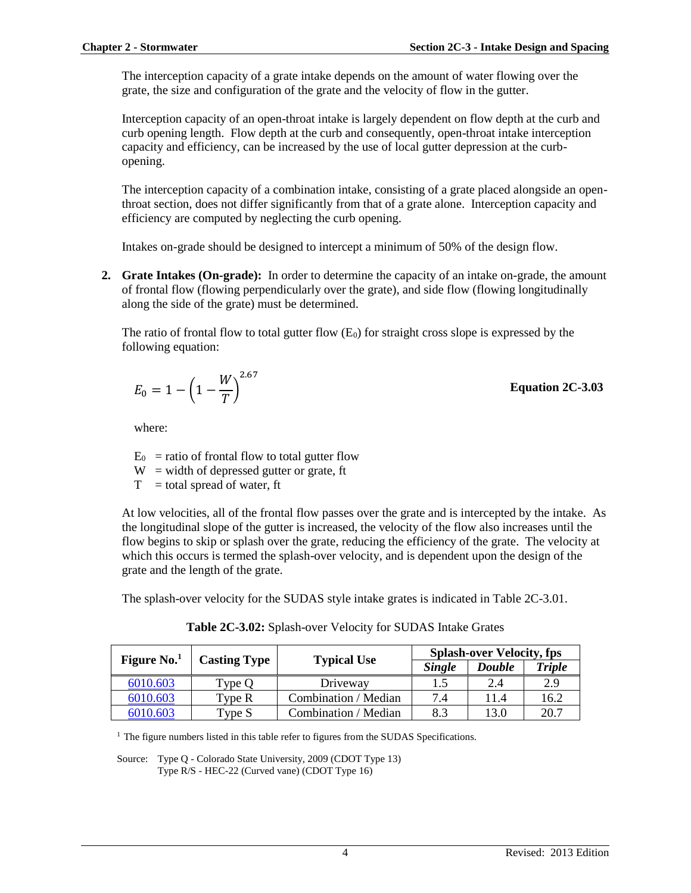The interception capacity of a grate intake depends on the amount of water flowing over the grate, the size and configuration of the grate and the velocity of flow in the gutter.

Interception capacity of an open-throat intake is largely dependent on flow depth at the curb and curb opening length. Flow depth at the curb and consequently, open-throat intake interception capacity and efficiency, can be increased by the use of local gutter depression at the curb-opening.

The interception capacity of a combination intake, consisting of a grate placed alongside an open-throat section, does not differ significantly from that of a grate alone. Interception capacity and efficiency are computed by neglecting the curb opening.

Intakes on-grade should be designed to intercept a minimum of 50% of the design flow.

2. **Grate Intakes (On-grade):** In order to determine the capacity of an intake on-grade, the amount of frontal flow (flowing perpendicularly over the grate), and side flow (flowing longitudinally along the side of the grate) must be determined.

The ratio of frontal flow to total gutter flow ($E_0$) for straight cross slope is expressed by the following equation:

$$E_0 = 1 - \left(1 - \frac{W}{T}\right)^{2.67}$$ **Equation 2C-3.03**

where:

$E_0$ = ratio of frontal flow to total gutter flow
$W$ = width of depressed gutter or grate, ft
$T$ = total spread of water, ft

At low velocities, all of the frontal flow passes over the grate and is intercepted by the intake. As the longitudinal slope of the gutter is increased, the velocity of the flow also increases until the flow begins to skip or splash over the grate, reducing the efficiency of the grate. The velocity at which this occurs is termed the splash-over velocity, and is dependent upon the design of the grate and the length of the grate.

The splash-over velocity for the SUDAS style intake grates is indicated in Table 2C-3.01.

**Table 2C-3.02:** Splash-over Velocity for SUDAS Intake Grates

| Figure No.[1] | Casting Type | Typical Use | Splash-over Velocity, fps | | |
|---|---|---|---|---|---|
| | | | *Single* | *Double* | *Triple* |
| 6010.603 | Type Q | Driveway | 1.5 | 2.4 | 2.9 |
| 6010.603 | Type R | Combination / Median | 7.4 | 11.4 | 16.2 |
| 6010.603 | Type S | Combination / Median | 8.3 | 13.0 | 20.7 |

[1] The figure numbers listed in this table refer to figures from the SUDAS Specifications.

Source: Type Q - Colorado State University, 2009 (CDOT Type 13)
Type R/S - HEC-22 (Curved vane) (CDOT Type 16)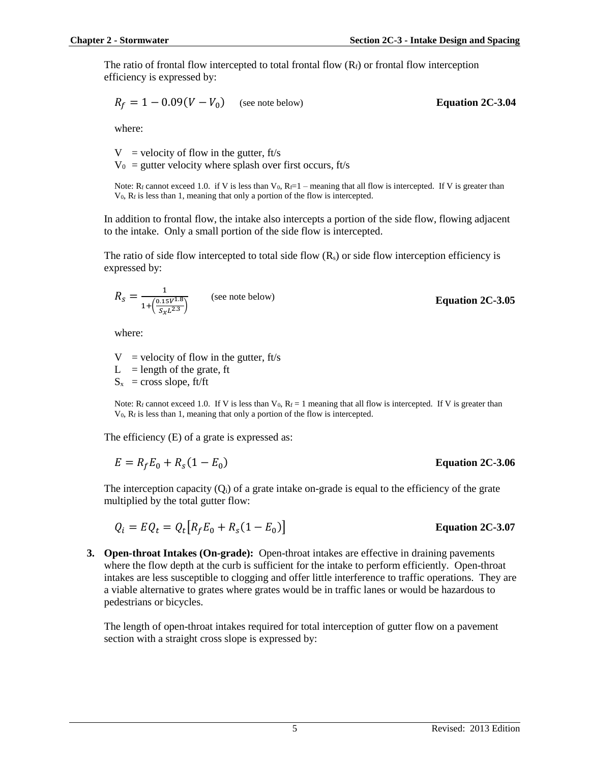The ratio of frontal flow intercepted to total frontal flow ($R_f$) or frontal flow interception efficiency is expressed by:

$$R_f = 1 - 0.09(V - V_0) \quad \text{(see note below)} \qquad \textbf{Equation 2C-3.04}$$

where:

$V$ = velocity of flow in the gutter, ft/s
$V_0$ = gutter velocity where splash over first occurs, ft/s

Note: $R_f$ cannot exceed 1.0. if V is less than $V_0$, $R_f$=1 – meaning that all flow is intercepted. If V is greater than $V_0$, $R_f$ is less than 1, meaning that only a portion of the flow is intercepted.

In addition to frontal flow, the intake also intercepts a portion of the side flow, flowing adjacent to the intake. Only a small portion of the side flow is intercepted.

The ratio of side flow intercepted to total side flow ($R_s$) or side flow interception efficiency is expressed by:

$$R_s = \frac{1}{1+\left(\frac{0.15V^{1.8}}{S_x L^{2.3}}\right)} \quad \text{(see note below)} \qquad \textbf{Equation 2C-3.05}$$

where:

$V$ = velocity of flow in the gutter, ft/s
$L$ = length of the grate, ft
$S_x$ = cross slope, ft/ft

Note: $R_f$ cannot exceed 1.0. If V is less than $V_0$, $R_f$ = 1 meaning that all flow is intercepted. If V is greater than $V_0$, $R_f$ is less than 1, meaning that only a portion of the flow is intercepted.

The efficiency (E) of a grate is expressed as:

$$E = R_f E_0 + R_s(1 - E_0) \qquad \textbf{Equation 2C-3.06}$$

The interception capacity ($Q_i$) of a grate intake on-grade is equal to the efficiency of the grate multiplied by the total gutter flow:

$$Q_i = EQ_t = Q_t\left[R_f E_0 + R_s(1 - E_0)\right] \qquad \textbf{Equation 2C-3.07}$$

3. **Open-throat Intakes (On-grade):** Open-throat intakes are effective in draining pavements where the flow depth at the curb is sufficient for the intake to perform efficiently. Open-throat intakes are less susceptible to clogging and offer little interference to traffic operations. They are a viable alternative to grates where grates would be in traffic lanes or would be hazardous to pedestrians or bicycles.

   The length of open-throat intakes required for total interception of gutter flow on a pavement section with a straight cross slope is expressed by: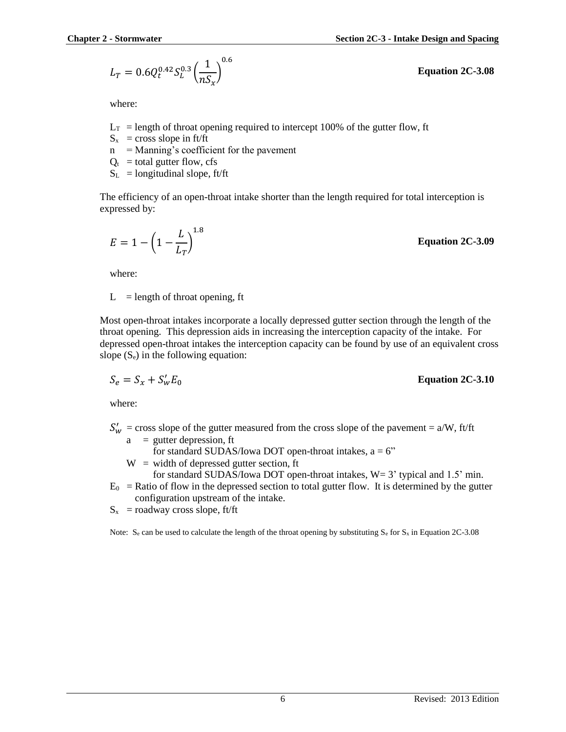$$L_T = 0.6Q_t^{0.42}S_L^{0.3}\left(\frac{1}{nS_x}\right)^{0.6}$$ **Equation 2C-3.08**

where:

$L_T$ = length of throat opening required to intercept 100% of the gutter flow, ft
$S_x$ = cross slope in ft/ft
n = Manning's coefficient for the pavement
$Q_t$ = total gutter flow, cfs
$S_L$ = longitudinal slope, ft/ft

The efficiency of an open-throat intake shorter than the length required for total interception is expressed by:

$$E = 1 - \left(1 - \frac{L}{L_T}\right)^{1.8}$$ **Equation 2C-3.09**

where:

L = length of throat opening, ft

Most open-throat intakes incorporate a locally depressed gutter section through the length of the throat opening. This depression aids in increasing the interception capacity of the intake. For depressed open-throat intakes the interception capacity can be found by use of an equivalent cross slope ($S_e$) in the following equation:

$$S_e = S_x + S'_w E_0$$ **Equation 2C-3.10**

where:

$S'_w$ = cross slope of the gutter measured from the cross slope of the pavement = a/W, ft/ft
- a = gutter depression, ft
  for standard SUDAS/Iowa DOT open-throat intakes, a = 6"
- W = width of depressed gutter section, ft
  for standard SUDAS/Iowa DOT open-throat intakes, W= 3' typical and 1.5' min.

$E_0$ = Ratio of flow in the depressed section to total gutter flow. It is determined by the gutter configuration upstream of the intake.
$S_x$ = roadway cross slope, ft/ft

Note: $S_e$ can be used to calculate the length of the throat opening by substituting $S_e$ for $S_x$ in Equation 2C-3.08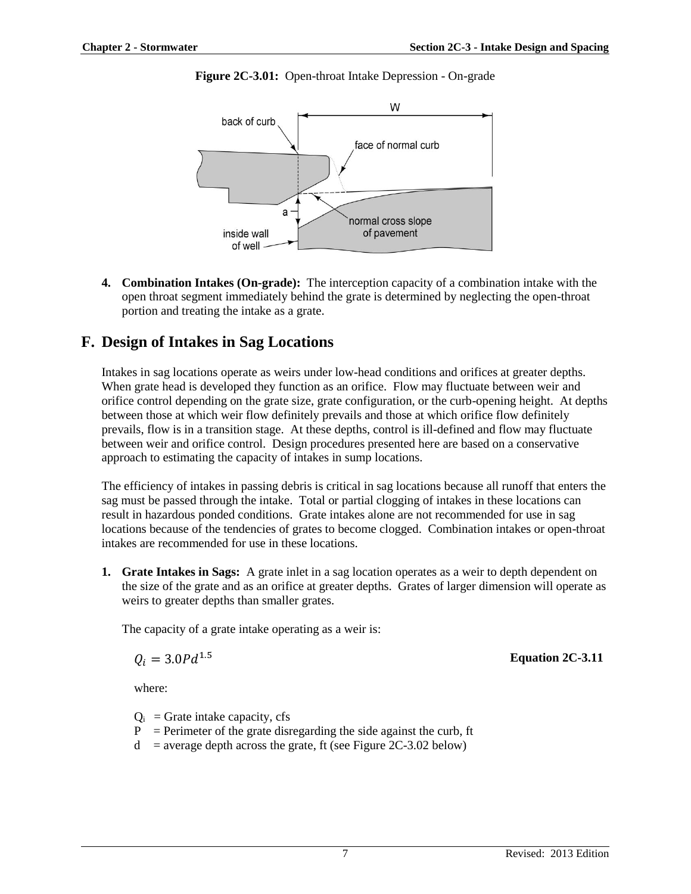**Figure 2C-3.01:** Open-throat Intake Depression - On-grade

4. **Combination Intakes (On-grade):** The interception capacity of a combination intake with the open throat segment immediately behind the grate is determined by neglecting the open-throat portion and treating the intake as a grate.

## F. Design of Intakes in Sag Locations

Intakes in sag locations operate as weirs under low-head conditions and orifices at greater depths. When grate head is developed they function as an orifice. Flow may fluctuate between weir and orifice control depending on the grate size, grate configuration, or the curb-opening height. At depths between those at which weir flow definitely prevails and those at which orifice flow definitely prevails, flow is in a transition stage. At these depths, control is ill-defined and flow may fluctuate between weir and orifice control. Design procedures presented here are based on a conservative approach to estimating the capacity of intakes in sump locations.

The efficiency of intakes in passing debris is critical in sag locations because all runoff that enters the sag must be passed through the intake. Total or partial clogging of intakes in these locations can result in hazardous ponded conditions. Grate intakes alone are not recommended for use in sag locations because of the tendencies of grates to become clogged. Combination intakes or open-throat intakes are recommended for use in these locations.

1. **Grate Intakes in Sags:** A grate inlet in a sag location operates as a weir to depth dependent on the size of the grate and as an orifice at greater depths. Grates of larger dimension will operate as weirs to greater depths than smaller grates.

   The capacity of a grate intake operating as a weir is:

   $$Q_i = 3.0Pd^{1.5}$$ **Equation 2C-3.11**

   where:

   $Q_i$ = Grate intake capacity, cfs
   $P$ = Perimeter of the grate disregarding the side against the curb, ft
   $d$ = average depth across the grate, ft (see Figure 2C-3.02 below)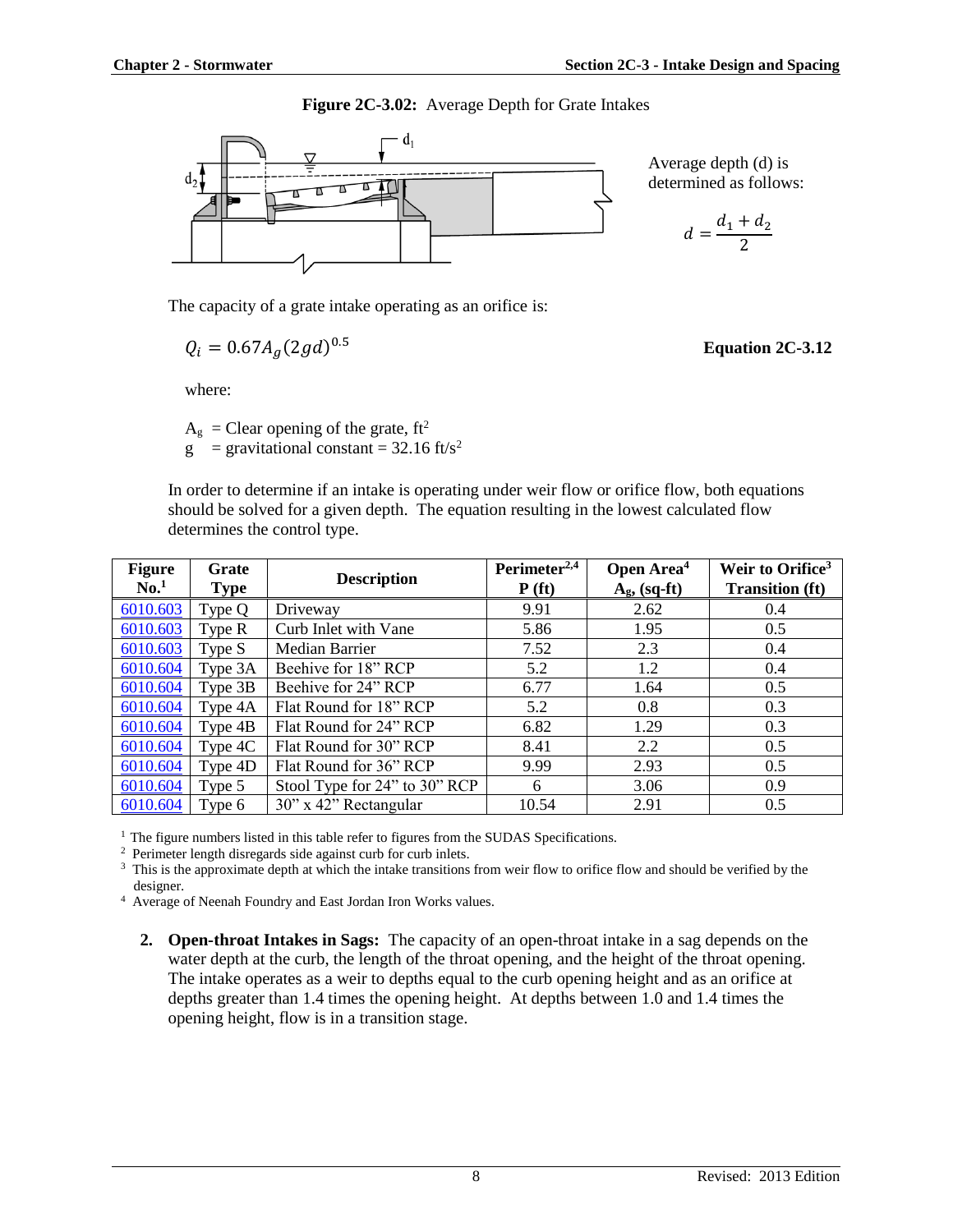**Figure 2C-3.02:** Average Depth for Grate Intakes

Average depth (d) is determined as follows:

$$d = \frac{d_1 + d_2}{2}$$

The capacity of a grate intake operating as an orifice is:

$$Q_i = 0.67 A_g (2gd)^{0.5}$$ **Equation 2C-3.12**

where:

$A_g$ = Clear opening of the grate, ft²
$g$ = gravitational constant = 32.16 ft/s²

In order to determine if an intake is operating under weir flow or orifice flow, both equations should be solved for a given depth. The equation resulting in the lowest calculated flow determines the control type.

| Figure No.[1] | Grate Type | Description | Perimeter[2,4] P (ft) | Open Area[4] $A_g$, (sq-ft) | Weir to Orifice[3] Transition (ft) |
|---|---|---|---|---|---|
| 6010.603 | Type Q | Driveway | 9.91 | 2.62 | 0.4 |
| 6010.603 | Type R | Curb Inlet with Vane | 5.86 | 1.95 | 0.5 |
| 6010.603 | Type S | Median Barrier | 7.52 | 2.3 | 0.4 |
| 6010.604 | Type 3A | Beehive for 18" RCP | 5.2 | 1.2 | 0.4 |
| 6010.604 | Type 3B | Beehive for 24" RCP | 6.77 | 1.64 | 0.5 |
| 6010.604 | Type 4A | Flat Round for 18" RCP | 5.2 | 0.8 | 0.3 |
| 6010.604 | Type 4B | Flat Round for 24" RCP | 6.82 | 1.29 | 0.3 |
| 6010.604 | Type 4C | Flat Round for 30" RCP | 8.41 | 2.2 | 0.5 |
| 6010.604 | Type 4D | Flat Round for 36" RCP | 9.99 | 2.93 | 0.5 |
| 6010.604 | Type 5 | Stool Type for 24" to 30" RCP | 6 | 3.06 | 0.9 |
| 6010.604 | Type 6 | 30" x 42" Rectangular | 10.54 | 2.91 | 0.5 |

[1] The figure numbers listed in this table refer to figures from the SUDAS Specifications.
[2] Perimeter length disregards side against curb for curb inlets.
[3] This is the approximate depth at which the intake transitions from weir flow to orifice flow and should be verified by the designer.
[4] Average of Neenah Foundry and East Jordan Iron Works values.

2. **Open-throat Intakes in Sags:** The capacity of an open-throat intake in a sag depends on the water depth at the curb, the length of the throat opening, and the height of the throat opening. The intake operates as a weir to depths equal to the curb opening height and as an orifice at depths greater than 1.4 times the opening height. At depths between 1.0 and 1.4 times the opening height, flow is in a transition stage.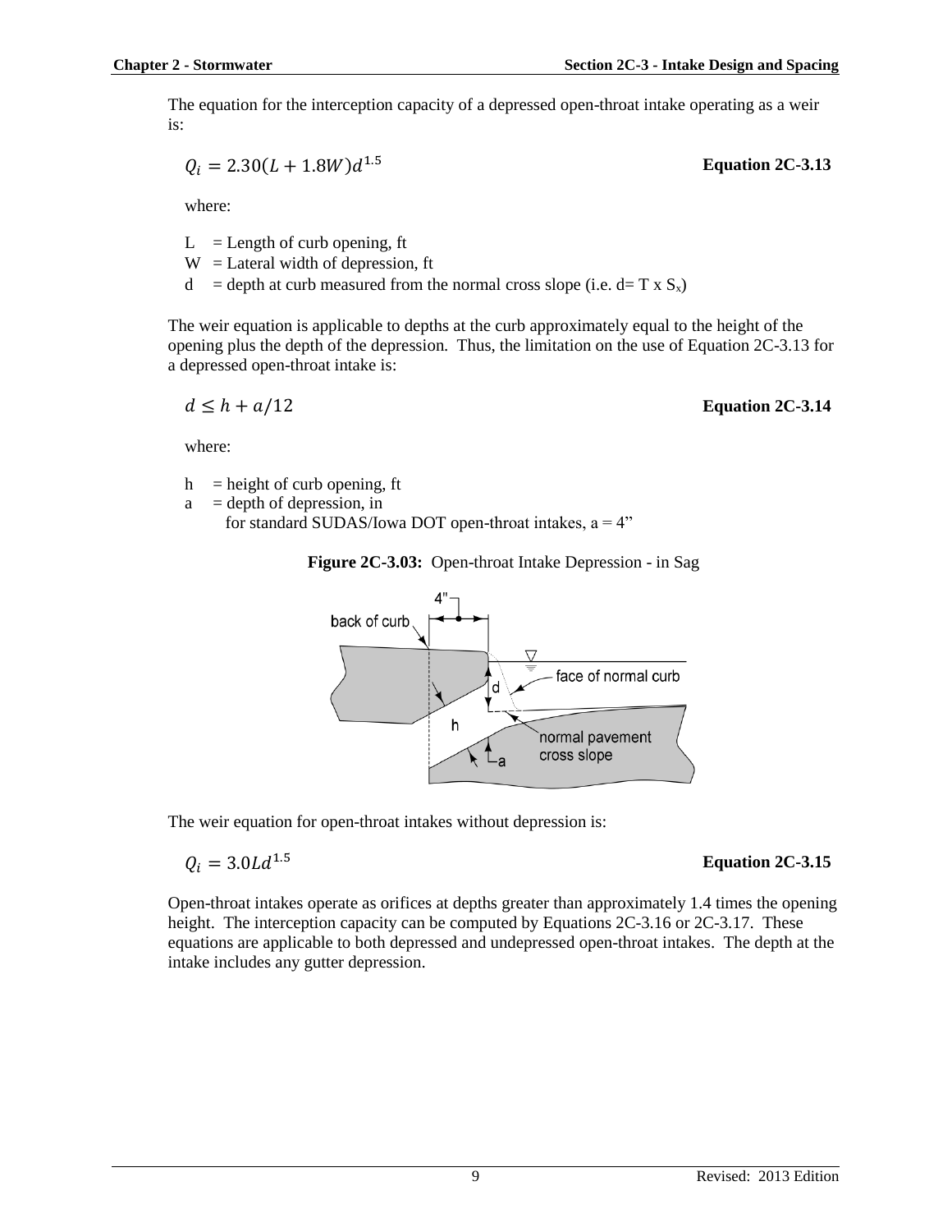The equation for the interception capacity of a depressed open-throat intake operating as a weir is:

$$Q_i = 2.30(L + 1.8W)d^{1.5}$$ **Equation 2C-3.13**

where:

- L = Length of curb opening, ft
- W = Lateral width of depression, ft
- d = depth at curb measured from the normal cross slope (i.e. d= T x $S_x$)

The weir equation is applicable to depths at the curb approximately equal to the height of the opening plus the depth of the depression. Thus, the limitation on the use of Equation 2C-3.13 for a depressed open-throat intake is:

$$d \leq h + a/12$$ **Equation 2C-3.14**

where:

- h = height of curb opening, ft
- a = depth of depression, in
  for standard SUDAS/Iowa DOT open-throat intakes, a = 4"

**Figure 2C-3.03:** Open-throat Intake Depression - in Sag

The weir equation for open-throat intakes without depression is:

$$Q_i = 3.0Ld^{1.5}$$ **Equation 2C-3.15**

Open-throat intakes operate as orifices at depths greater than approximately 1.4 times the opening height. The interception capacity can be computed by Equations 2C-3.16 or 2C-3.17. These equations are applicable to both depressed and undepressed open-throat intakes. The depth at the intake includes any gutter depression.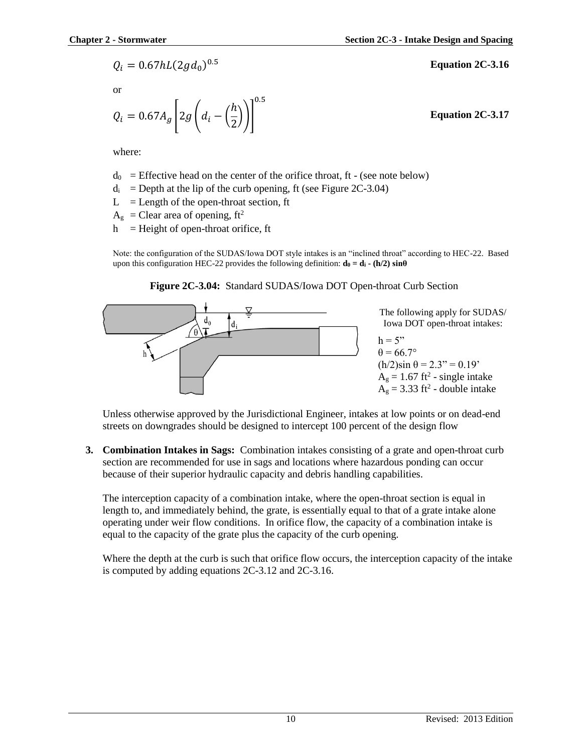$$Q_i = 0.67hL(2gd_0)^{0.5}$$ **Equation 2C-3.16**

or

$$Q_i = 0.67A_g\left[2g\left(d_i - \left(\frac{h}{2}\right)\right)\right]^{0.5}$$ **Equation 2C-3.17**

where:

$d_0$ = Effective head on the center of the orifice throat, ft - (see note below)
$d_i$ = Depth at the lip of the curb opening, ft (see Figure 2C-3.04)
$L$ = Length of the open-throat section, ft
$A_g$ = Clear area of opening, ft$^2$
$h$ = Height of open-throat orifice, ft

Note: the configuration of the SUDAS/Iowa DOT style intakes is an "inclined throat" according to HEC-22. Based upon this configuration HEC-22 provides the following definition: $\mathbf{d_0 = d_i - (h/2)\sin\theta}$

**Figure 2C-3.04:** Standard SUDAS/Iowa DOT Open-throat Curb Section

The following apply for SUDAS/Iowa DOT open-throat intakes:

h = 5"
θ = 66.7°
(h/2)sin θ = 2.3" = 0.19'
$A_g$ = 1.67 ft$^2$ - single intake
$A_g$ = 3.33 ft$^2$ - double intake

Unless otherwise approved by the Jurisdictional Engineer, intakes at low points or on dead-end streets on downgrades should be designed to intercept 100 percent of the design flow

**3. Combination Intakes in Sags:** Combination intakes consisting of a grate and open-throat curb section are recommended for use in sags and locations where hazardous ponding can occur because of their superior hydraulic capacity and debris handling capabilities.

The interception capacity of a combination intake, where the open-throat section is equal in length to, and immediately behind, the grate, is essentially equal to that of a grate intake alone operating under weir flow conditions. In orifice flow, the capacity of a combination intake is equal to the capacity of the grate plus the capacity of the curb opening.

Where the depth at the curb is such that orifice flow occurs, the interception capacity of the intake is computed by adding equations 2C-3.12 and 2C-3.16.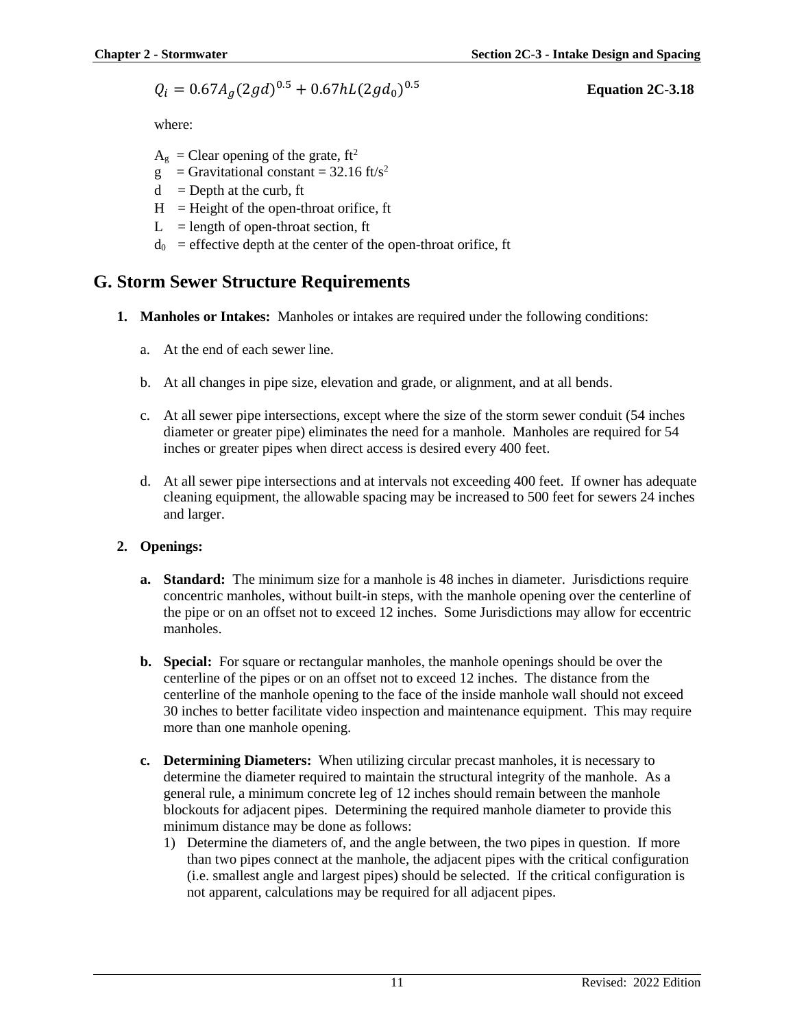$$Q_i = 0.67A_g(2gd)^{0.5} + 0.67hL(2gd_0)^{0.5}$$ **Equation 2C-3.18**

where:

$A_g$ = Clear opening of the grate, $ft^2$
g = Gravitational constant = 32.16 ft/$s^2$
d = Depth at the curb, ft
H = Height of the open-throat orifice, ft
L = length of open-throat section, ft
$d_0$ = effective depth at the center of the open-throat orifice, ft

## G. Storm Sewer Structure Requirements

1. **Manholes or Intakes:** Manholes or intakes are required under the following conditions:

   a. At the end of each sewer line.

   b. At all changes in pipe size, elevation and grade, or alignment, and at all bends.

   c. At all sewer pipe intersections, except where the size of the storm sewer conduit (54 inches diameter or greater pipe) eliminates the need for a manhole. Manholes are required for 54 inches or greater pipes when direct access is desired every 400 feet.

   d. At all sewer pipe intersections and at intervals not exceeding 400 feet. If owner has adequate cleaning equipment, the allowable spacing may be increased to 500 feet for sewers 24 inches and larger.

2. **Openings:**

   a. **Standard:** The minimum size for a manhole is 48 inches in diameter. Jurisdictions require concentric manholes, without built-in steps, with the manhole opening over the centerline of the pipe or on an offset not to exceed 12 inches. Some Jurisdictions may allow for eccentric manholes.

   b. **Special:** For square or rectangular manholes, the manhole openings should be over the centerline of the pipes or on an offset not to exceed 12 inches. The distance from the centerline of the manhole opening to the face of the inside manhole wall should not exceed 30 inches to better facilitate video inspection and maintenance equipment. This may require more than one manhole opening.

   c. **Determining Diameters:** When utilizing circular precast manholes, it is necessary to determine the diameter required to maintain the structural integrity of the manhole. As a general rule, a minimum concrete leg of 12 inches should remain between the manhole blockouts for adjacent pipes. Determining the required manhole diameter to provide this minimum distance may be done as follows:

      1) Determine the diameters of, and the angle between, the two pipes in question. If more than two pipes connect at the manhole, the adjacent pipes with the critical configuration (i.e. smallest angle and largest pipes) should be selected. If the critical configuration is not apparent, calculations may be required for all adjacent pipes.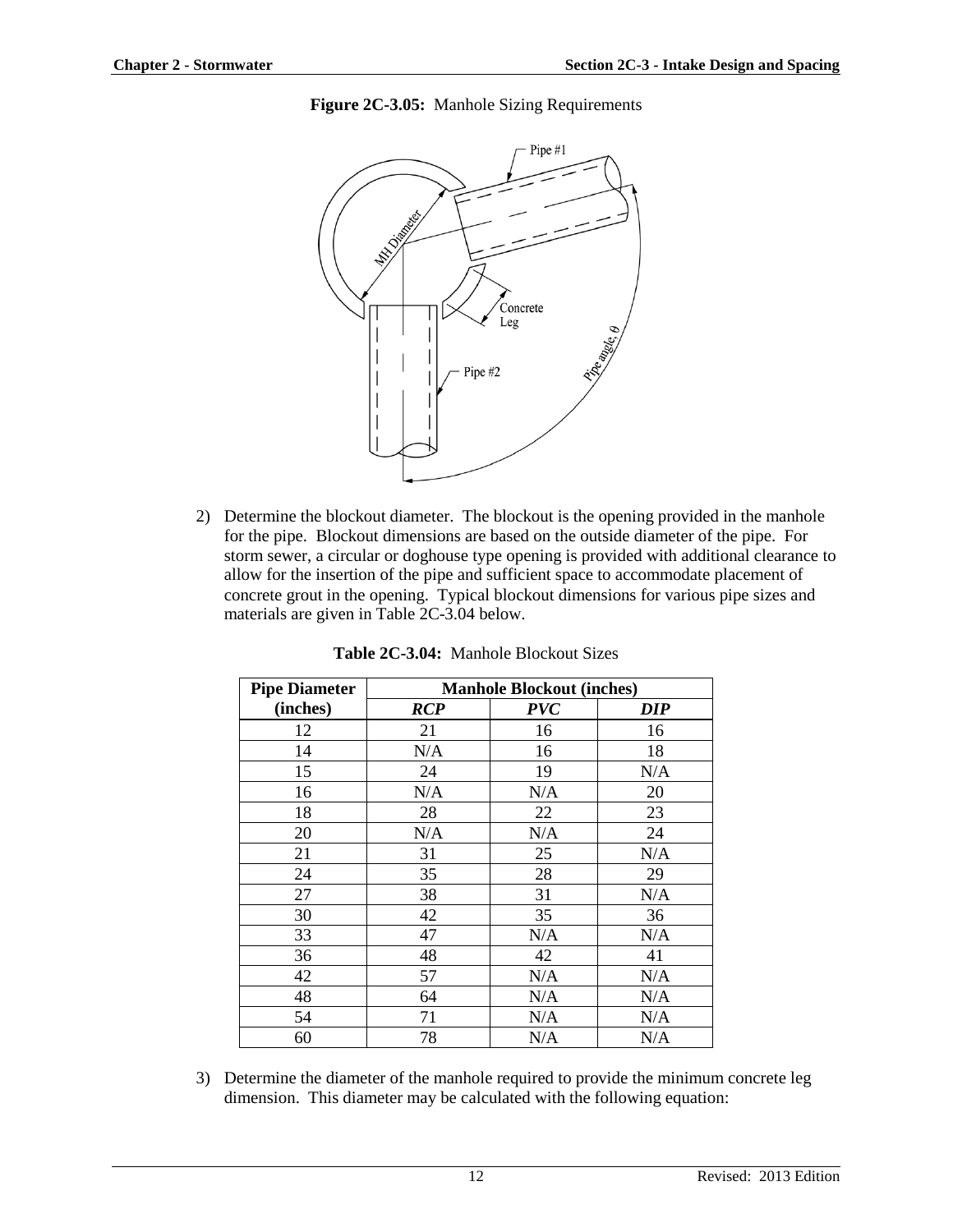**Figure 2C-3.05:** Manhole Sizing Requirements

2) Determine the blockout diameter. The blockout is the opening provided in the manhole for the pipe. Blockout dimensions are based on the outside diameter of the pipe. For storm sewer, a circular or doghouse type opening is provided with additional clearance to allow for the insertion of the pipe and sufficient space to accommodate placement of concrete grout in the opening. Typical blockout dimensions for various pipe sizes and materials are given in Table 2C-3.04 below.

**Table 2C-3.04:** Manhole Blockout Sizes

| Pipe Diameter (inches) | Manhole Blockout (inches) | | |
|---|---|---|---|
| | ***RCP*** | ***PVC*** | ***DIP*** |
| 12 | 21 | 16 | 16 |
| 14 | N/A | 16 | 18 |
| 15 | 24 | 19 | N/A |
| 16 | N/A | N/A | 20 |
| 18 | 28 | 22 | 23 |
| 20 | N/A | N/A | 24 |
| 21 | 31 | 25 | N/A |
| 24 | 35 | 28 | 29 |
| 27 | 38 | 31 | N/A |
| 30 | 42 | 35 | 36 |
| 33 | 47 | N/A | N/A |
| 36 | 48 | 42 | 41 |
| 42 | 57 | N/A | N/A |
| 48 | 64 | N/A | N/A |
| 54 | 71 | N/A | N/A |
| 60 | 78 | N/A | N/A |

3) Determine the diameter of the manhole required to provide the minimum concrete leg dimension. This diameter may be calculated with the following equation: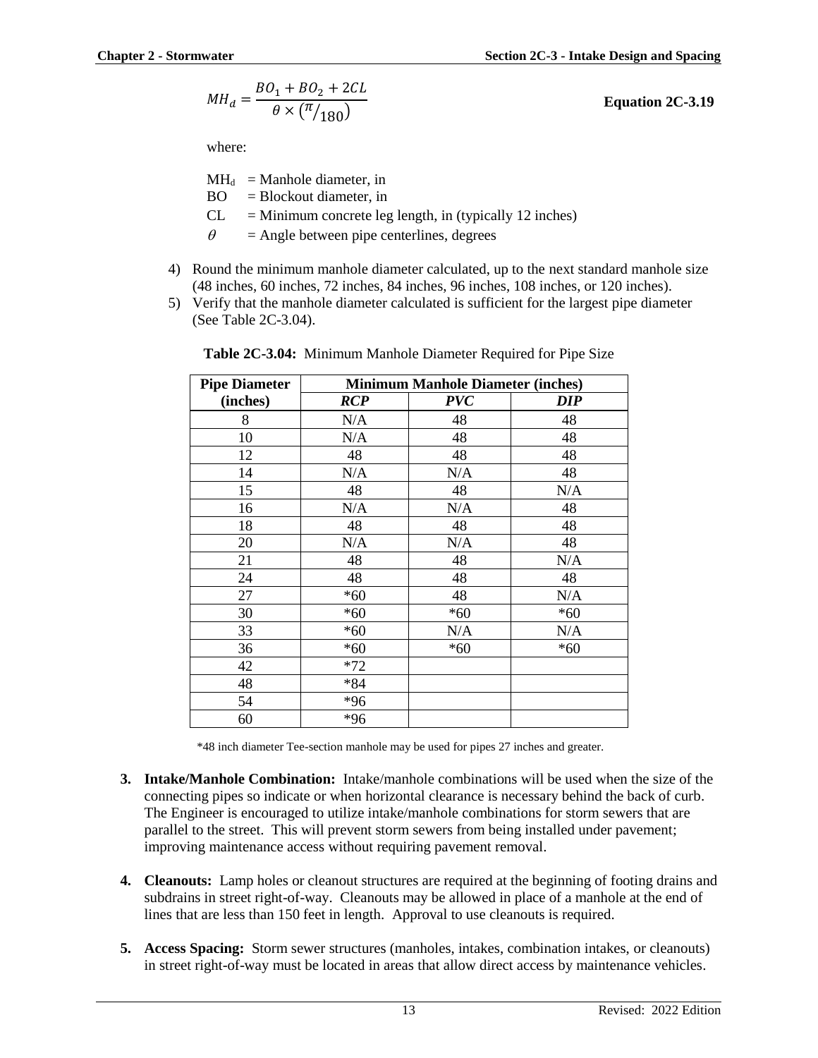$$MH_d = \frac{BO_1 + BO_2 + 2CL}{\theta \times (\pi/_{180})}$$ **Equation 2C-3.19**

where:

$MH_d$ = Manhole diameter, in
BO = Blockout diameter, in
CL = Minimum concrete leg length, in (typically 12 inches)
$\theta$ = Angle between pipe centerlines, degrees

4) Round the minimum manhole diameter calculated, up to the next standard manhole size (48 inches, 60 inches, 72 inches, 84 inches, 96 inches, 108 inches, or 120 inches).
5) Verify that the manhole diameter calculated is sufficient for the largest pipe diameter (See Table 2C-3.04).

**Table 2C-3.04:** Minimum Manhole Diameter Required for Pipe Size

| Pipe Diameter (inches) | Minimum Manhole Diameter (inches) | | |
|---|---|---|---|
| | ***RCP*** | ***PVC*** | ***DIP*** |
| 8 | N/A | 48 | 48 |
| 10 | N/A | 48 | 48 |
| 12 | 48 | 48 | 48 |
| 14 | N/A | N/A | 48 |
| 15 | 48 | 48 | N/A |
| 16 | N/A | N/A | 48 |
| 18 | 48 | 48 | 48 |
| 20 | N/A | N/A | 48 |
| 21 | 48 | 48 | N/A |
| 24 | 48 | 48 | 48 |
| 27 | *60 | 48 | N/A |
| 30 | *60 | *60 | *60 |
| 33 | *60 | N/A | N/A |
| 36 | *60 | *60 | *60 |
| 42 | *72 | | |
| 48 | *84 | | |
| 54 | *96 | | |
| 60 | *96 | | |

*48 inch diameter Tee-section manhole may be used for pipes 27 inches and greater.

3. **Intake/Manhole Combination:** Intake/manhole combinations will be used when the size of the connecting pipes so indicate or when horizontal clearance is necessary behind the back of curb. The Engineer is encouraged to utilize intake/manhole combinations for storm sewers that are parallel to the street. This will prevent storm sewers from being installed under pavement; improving maintenance access without requiring pavement removal.

4. **Cleanouts:** Lamp holes or cleanout structures are required at the beginning of footing drains and subdrains in street right-of-way. Cleanouts may be allowed in place of a manhole at the end of lines that are less than 150 feet in length. Approval to use cleanouts is required.

5. **Access Spacing:** Storm sewer structures (manholes, intakes, combination intakes, or cleanouts) in street right-of-way must be located in areas that allow direct access by maintenance vehicles.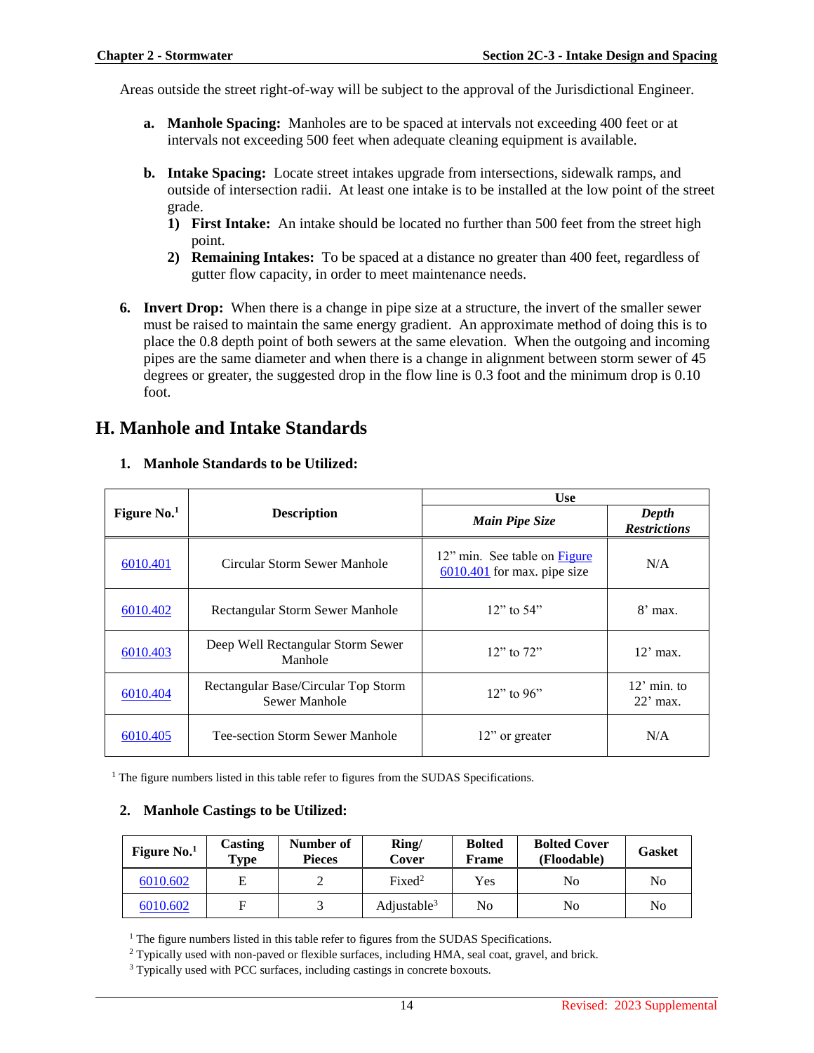Areas outside the street right-of-way will be subject to the approval of the Jurisdictional Engineer.

**a. Manhole Spacing:** Manholes are to be spaced at intervals not exceeding 400 feet or at intervals not exceeding 500 feet when adequate cleaning equipment is available.

**b. Intake Spacing:** Locate street intakes upgrade from intersections, sidewalk ramps, and outside of intersection radii. At least one intake is to be installed at the low point of the street grade.

**1) First Intake:** An intake should be located no further than 500 feet from the street high point.

**2) Remaining Intakes:** To be spaced at a distance no greater than 400 feet, regardless of gutter flow capacity, in order to meet maintenance needs.

**6. Invert Drop:** When there is a change in pipe size at a structure, the invert of the smaller sewer must be raised to maintain the same energy gradient. An approximate method of doing this is to place the 0.8 depth point of both sewers at the same elevation. When the outgoing and incoming pipes are the same diameter and when there is a change in alignment between storm sewer of 45 degrees or greater, the suggested drop in the flow line is 0.3 foot and the minimum drop is 0.10 foot.

## H. Manhole and Intake Standards

### 1. Manhole Standards to be Utilized:

| Figure No.[1] | Description | Use | |
|---|---|---|---|
| | | *Main Pipe Size* | *Depth Restrictions* |
| 6010.401 | Circular Storm Sewer Manhole | 12" min. See table on Figure 6010.401 for max. pipe size | N/A |
| 6010.402 | Rectangular Storm Sewer Manhole | 12" to 54" | 8' max. |
| 6010.403 | Deep Well Rectangular Storm Sewer Manhole | 12" to 72" | 12' max. |
| 6010.404 | Rectangular Base/Circular Top Storm Sewer Manhole | 12" to 96" | 12' min. to 22' max. |
| 6010.405 | Tee-section Storm Sewer Manhole | 12" or greater | N/A |

[1] The figure numbers listed in this table refer to figures from the SUDAS Specifications.

### 2. Manhole Castings to be Utilized:

| Figure No.[1] | Casting Type | Number of Pieces | Ring/ Cover | Bolted Frame | Bolted Cover (Floodable) | Gasket |
|---|---|---|---|---|---|---|
| 6010.602 | E | 2 | Fixed[2] | Yes | No | No |
| 6010.602 | F | 3 | Adjustable[3] | No | No | No |

[1] The figure numbers listed in this table refer to figures from the SUDAS Specifications.
[2] Typically used with non-paved or flexible surfaces, including HMA, seal coat, gravel, and brick.
[3] Typically used with PCC surfaces, including castings in concrete boxouts.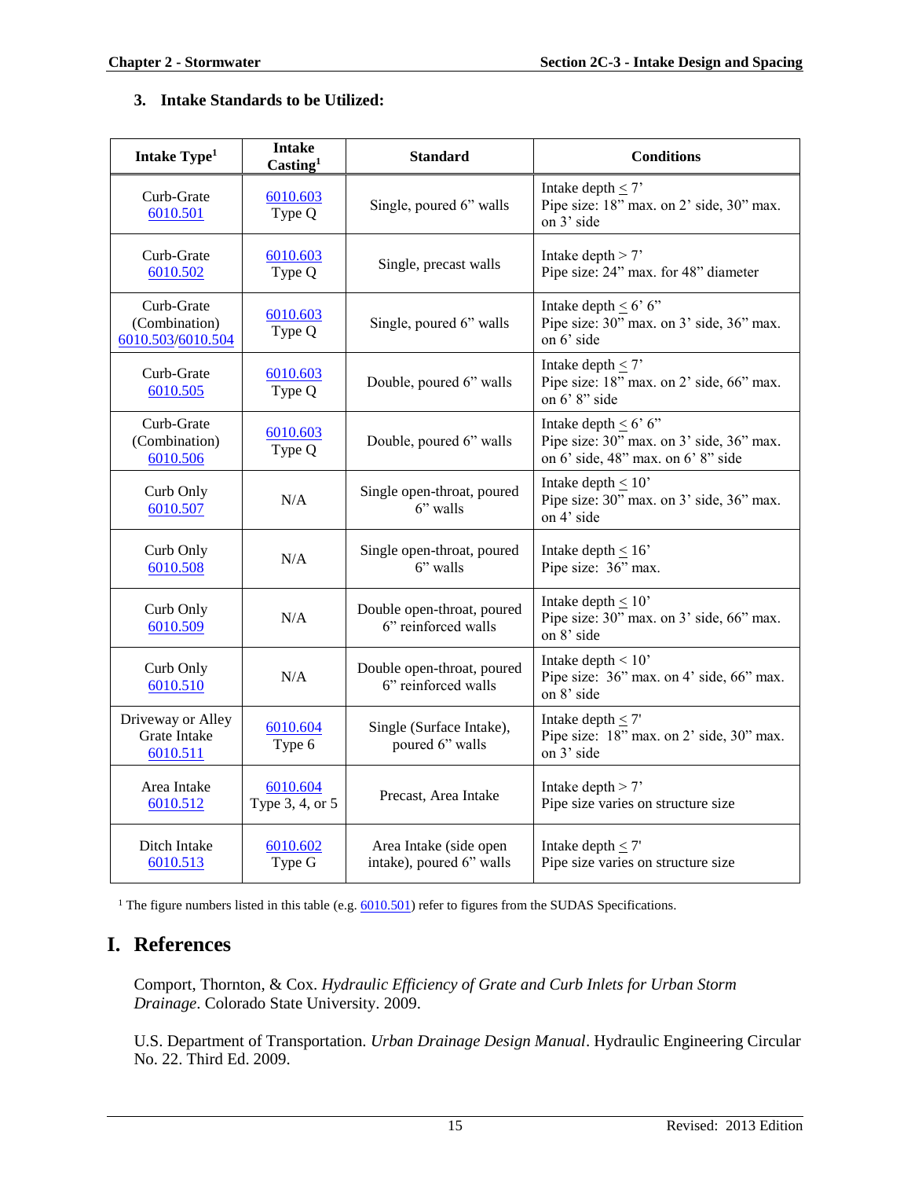### 3. Intake Standards to be Utilized:

| Intake Type[1] | Intake Casting[1] | Standard | Conditions |
|---|---|---|---|
| Curb-Grate 6010.501 | 6010.603 Type Q | Single, poured 6" walls | Intake depth ≤ 7'<br>Pipe size: 18" max. on 2' side, 30" max. on 3' side |
| Curb-Grate 6010.502 | 6010.603 Type Q | Single, precast walls | Intake depth > 7'<br>Pipe size: 24" max. for 48" diameter |
| Curb-Grate (Combination) 6010.503/6010.504 | 6010.603 Type Q | Single, poured 6" walls | Intake depth ≤ 6' 6"<br>Pipe size: 30" max. on 3' side, 36" max. on 6' side |
| Curb-Grate 6010.505 | 6010.603 Type Q | Double, poured 6" walls | Intake depth ≤ 7'<br>Pipe size: 18" max. on 2' side, 66" max. on 6' 8" side |
| Curb-Grate (Combination) 6010.506 | 6010.603 Type Q | Double, poured 6" walls | Intake depth ≤ 6' 6"<br>Pipe size: 30" max. on 3' side, 36" max. on 6' side, 48" max. on 6' 8" side |
| Curb Only 6010.507 | N/A | Single open-throat, poured 6" walls | Intake depth ≤ 10'<br>Pipe size: 30" max. on 3' side, 36" max. on 4' side |
| Curb Only 6010.508 | N/A | Single open-throat, poured 6" walls | Intake depth ≤ 16'<br>Pipe size: 36" max. |
| Curb Only 6010.509 | N/A | Double open-throat, poured 6" reinforced walls | Intake depth ≤ 10'<br>Pipe size: 30" max. on 3' side, 66" max. on 8' side |
| Curb Only 6010.510 | N/A | Double open-throat, poured 6" reinforced walls | Intake depth < 10'<br>Pipe size: 36" max. on 4' side, 66" max. on 8' side |
| Driveway or Alley Grate Intake 6010.511 | 6010.604 Type 6 | Single (Surface Intake), poured 6" walls | Intake depth ≤ 7'<br>Pipe size: 18" max. on 2' side, 30" max. on 3' side |
| Area Intake 6010.512 | 6010.604 Type 3, 4, or 5 | Precast, Area Intake | Intake depth > 7'<br>Pipe size varies on structure size |
| Ditch Intake 6010.513 | 6010.602 Type G | Area Intake (side open intake), poured 6" walls | Intake depth ≤ 7'<br>Pipe size varies on structure size |

[1] The figure numbers listed in this table (e.g. 6010.501) refer to figures from the SUDAS Specifications.

## I. References

Comport, Thornton, & Cox. *Hydraulic Efficiency of Grate and Curb Inlets for Urban Storm Drainage*. Colorado State University. 2009.

U.S. Department of Transportation. *Urban Drainage Design Manual*. Hydraulic Engineering Circular No. 22. Third Ed. 2009.